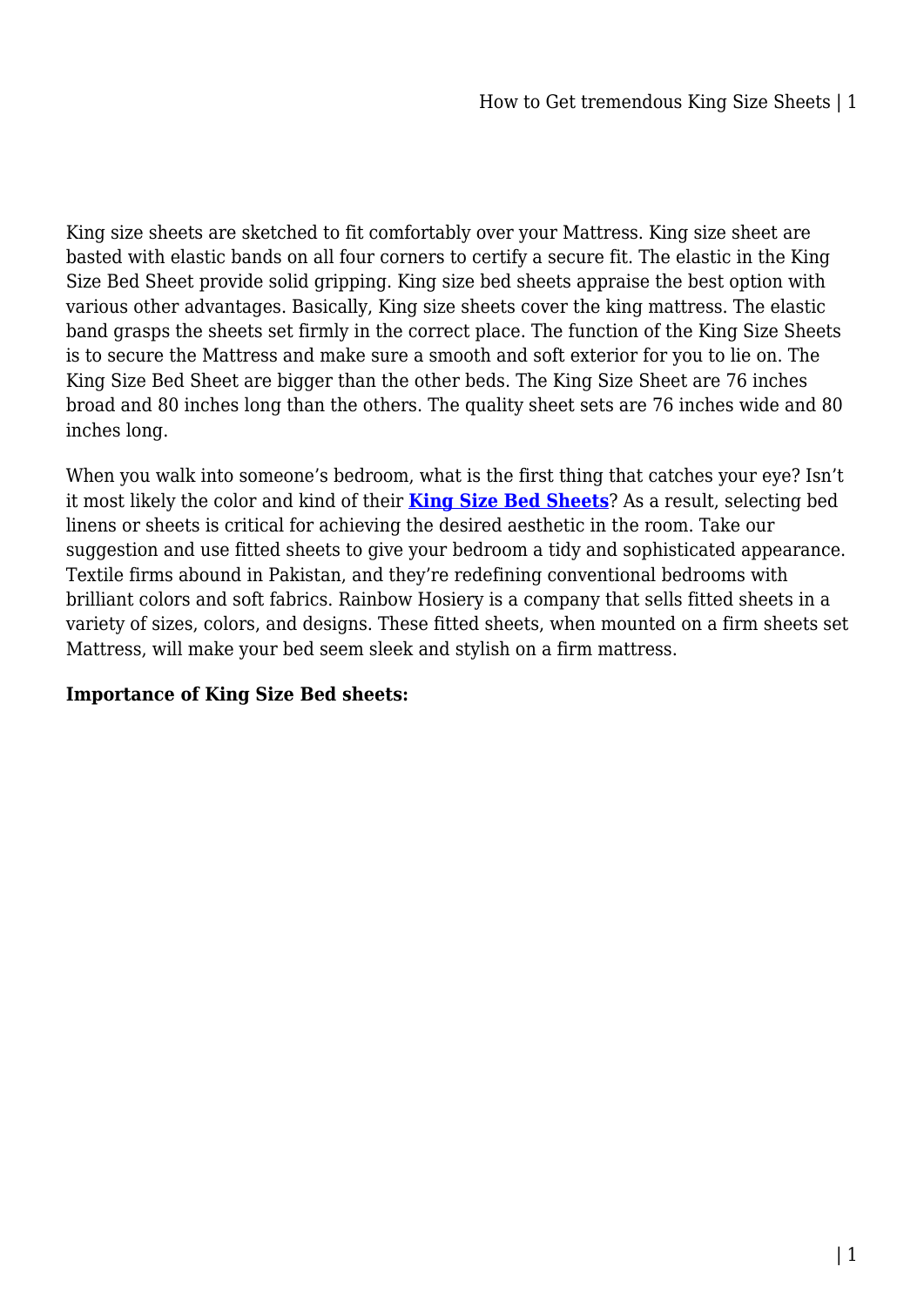King size sheets are sketched to fit comfortably over your Mattress. King size sheet are basted with elastic bands on all four corners to certify a secure fit. The elastic in the King Size Bed Sheet provide solid gripping. King size bed sheets appraise the best option with various other advantages. Basically, King size sheets cover the king mattress. The elastic band grasps the sheets set firmly in the correct place. The function of the King Size Sheets is to secure the Mattress and make sure a smooth and soft exterior for you to lie on. The King Size Bed Sheet are bigger than the other beds. The King Size Sheet are 76 inches broad and 80 inches long than the others. The quality sheet sets are 76 inches wide and 80 inches long.

When you walk into someone's bedroom, what is the first thing that catches your eye? Isn't it most likely the color and kind of their **King Size Bed Sheets**? As a result, selecting bed linens or sheets is critical for achieving the desired aesthetic in the room. Take our suggestion and use fitted sheets to give your bedroom a tidy and sophisticated appearance. Textile firms abound in Pakistan, and they're redefining conventional bedrooms with brilliant colors and soft fabrics. Rainbow Hosiery is a company that sells fitted sheets in a variety of sizes, colors, and designs. These fitted sheets, when mounted on a firm sheets set Mattress, will make your bed seem sleek and stylish on a firm mattress.

**Importance of King Size Bed sheets:**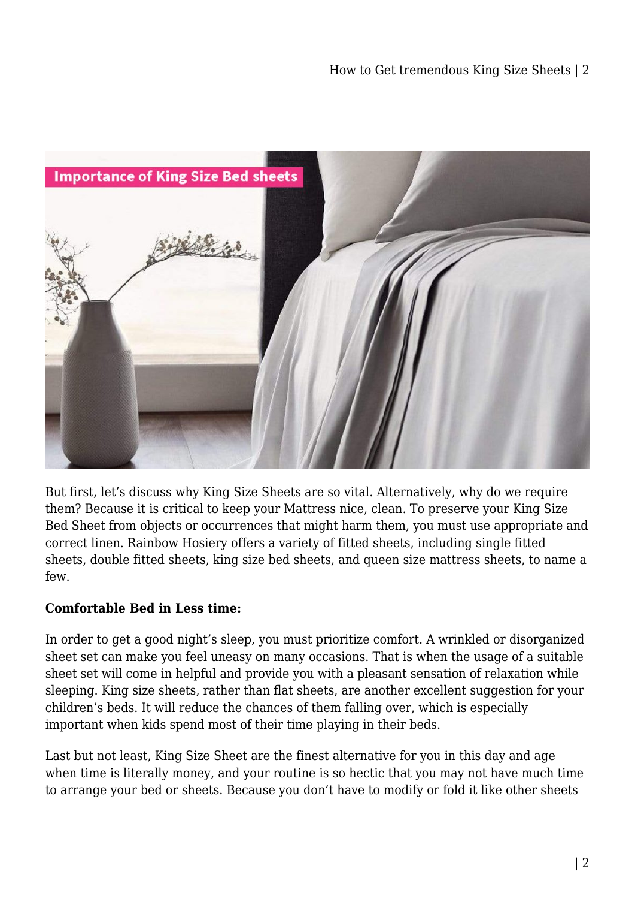But first, let's discuss why King Size Sheets are so vital. Alternatively, why do we require them? Because it is critical to keep your Mattress nice, clean. To preserve your King Size Bed Sheet from objects or occurrences that might harm them, you must use appropriate and correct linen. Rainbow Hosiery offers a variety of fitted sheets, including single fitted sheets, double fitted sheets, king size bed sheets, and queen size mattress sheets, to name a few.

**Comfortable Bed in Less time:**

In order to get a good night's sleep, you must prioritize comfort. A wrinkled or disorganized sheet set can make you feel uneasy on many occasions. That is when the usage of a suitable sheet set will come in helpful and provide you with a pleasant sensation of relaxation while sleeping. King size sheets, rather than flat sheets, are another excellent suggestion for your children's beds. It will reduce the chances of them falling over, which is especially important when kids spend most of their time playing in their beds.

Last but not least, King Size Sheet are the finest alternative for you in this day and age when time is literally money, and your routine is so hectic that you may not have much time to arrange your bed or sheets. Because you don't have to modify or fold it like other sheets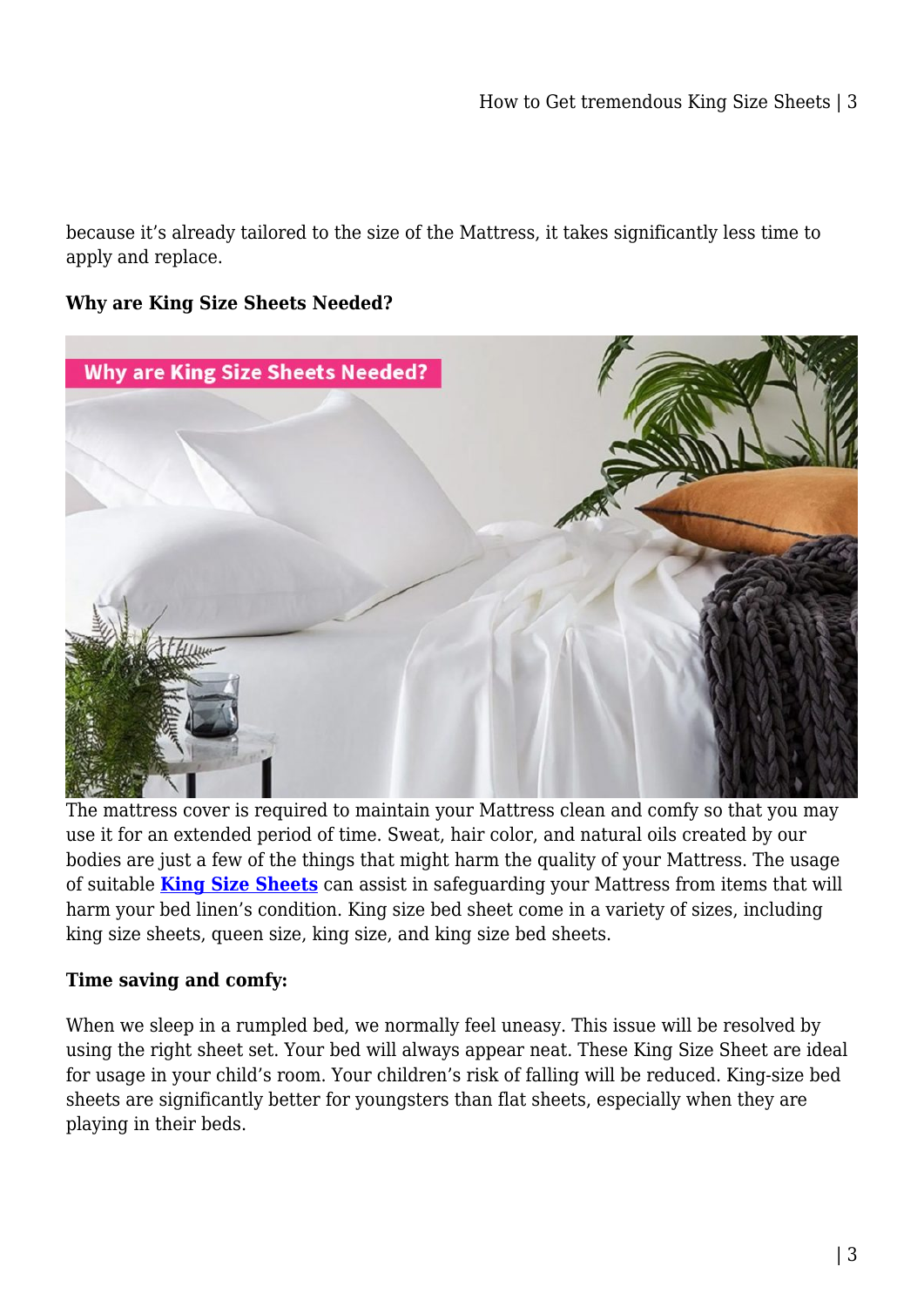because it's already tailored to the size of the Mattress, it takes significantly less time to apply and replace.

**Why are King Size Sheets Needed?**

The mattress cover is required to maintain your Mattress clean and comfy so that you may use it for an extended period of time. Sweat, hair color, and natural oils created by our bodies are just a few of the things that might harm the quality of your Mattress. The usage of suitable **King Size Sheets** can assist in safeguarding your Mattress from items that will harm your bed linen's condition. King size bed sheet come in a variety of sizes, including king size sheets, queen size, king size, and king size bed sheets.

**Time saving and comfy:**

When we sleep in a rumpled bed, we normally feel uneasy. This issue will be resolved by using the right sheet set. Your bed will always appear neat. These King Size Sheet are ideal for usage in your child's room. Your children's risk of falling will be reduced. King-size bed sheets are significantly better for youngsters than flat sheets, especially when they are playing in their beds.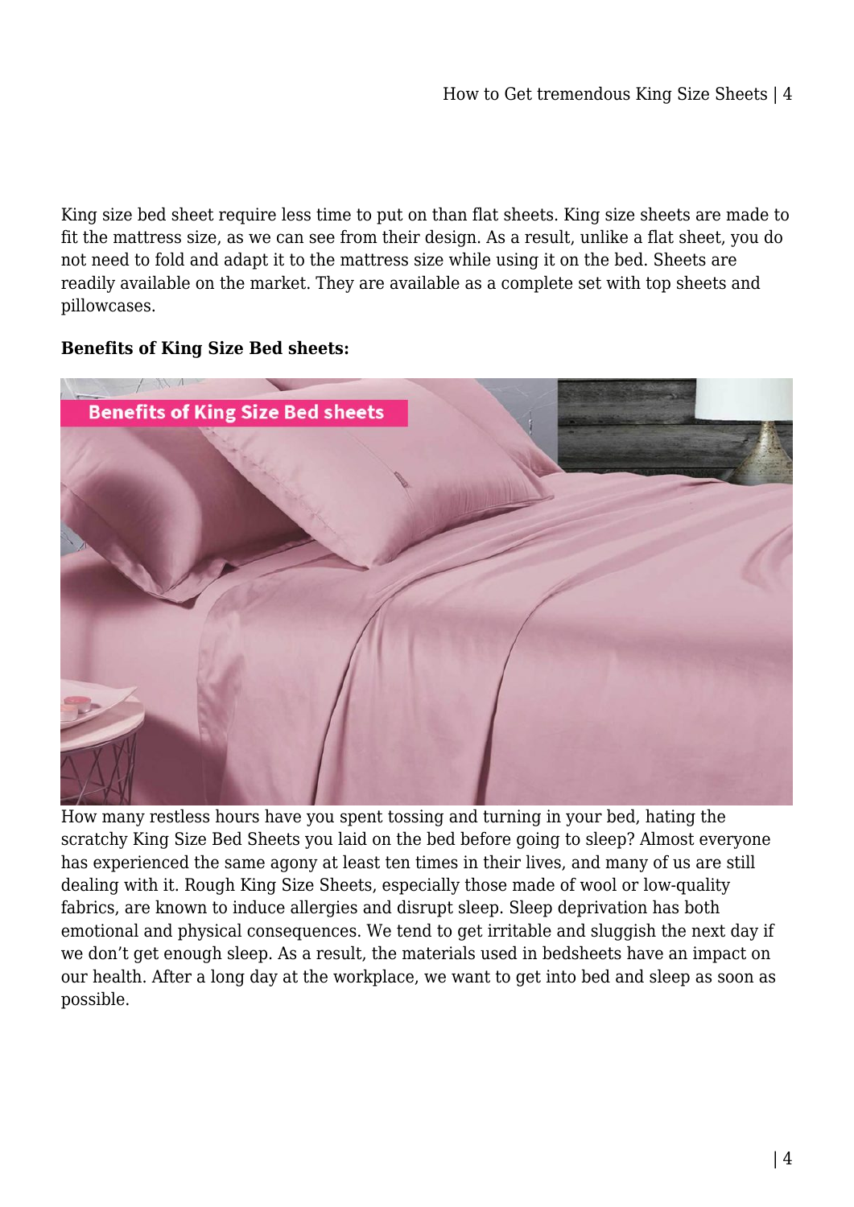King size bed sheet require less time to put on than flat sheets. King size sheets are made to fit the mattress size, as we can see from their design. As a result, unlike a flat sheet, you do not need to fold and adapt it to the mattress size while using it on the bed. Sheets are readily available on the market. They are available as a complete set with top sheets and pillowcases.

**Benefits of King Size Bed sheets:**

How many restless hours have you spent tossing and turning in your bed, hating the scratchy King Size Bed Sheets you laid on the bed before going to sleep? Almost everyone has experienced the same agony at least ten times in their lives, and many of us are still dealing with it. Rough King Size Sheets, especially those made of wool or low-quality fabrics, are known to induce allergies and disrupt sleep. Sleep deprivation has both emotional and physical consequences. We tend to get irritable and sluggish the next day if we don't get enough sleep. As a result, the materials used in bedsheets have an impact on our health. After a long day at the workplace, we want to get into bed and sleep as soon as possible.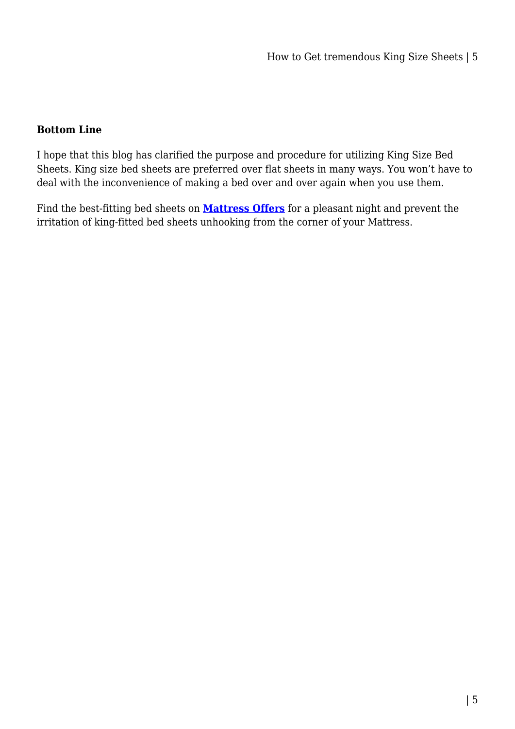**Bottom Line**

I hope that this blog has clarified the purpose and procedure for utilizing King Size Bed Sheets. King size bed sheets are preferred over flat sheets in many ways. You won't have to deal with the inconvenience of making a bed over and over again when you use them.

Find the best-fitting bed sheets on **Mattress Offers** for a pleasant night and prevent the irritation of king-fitted bed sheets unhooking from the corner of your Mattress.